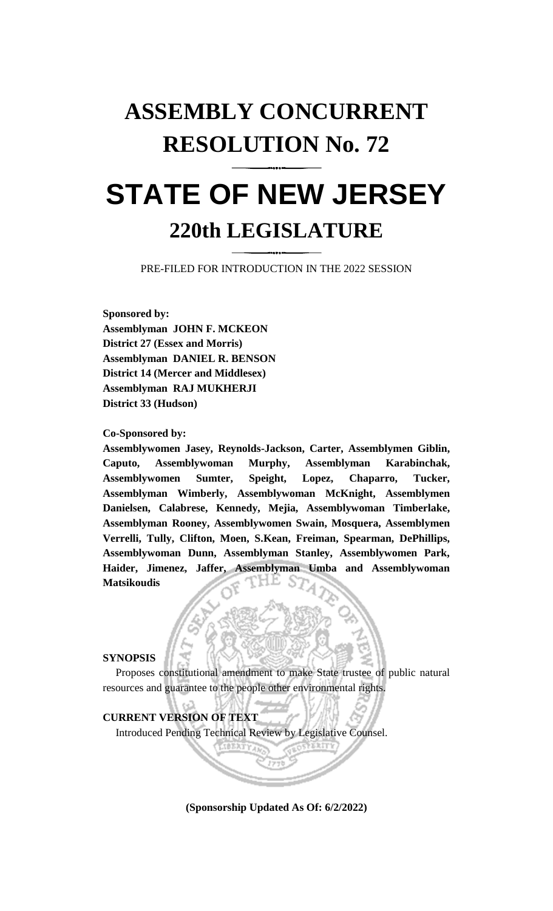# ASSEMBLY CONCURRENT RESOLUTION No. 72

# STATE OF NEW JERSEY

## 220th LEGISLATURE

PRE-FILED FOR INTRODUCTION IN THE 2022 SESSION

**Sponsored by:**
**Assemblyman JOHN F. MCKEON**
**District 27 (Essex and Morris)**
**Assemblyman DANIEL R. BENSON**
**District 14 (Mercer and Middlesex)**
**Assemblyman RAJ MUKHERJI**
**District 33 (Hudson)**

**Co-Sponsored by:**
**Assemblywomen Jasey, Reynolds-Jackson, Carter, Assemblymen Giblin, Caputo, Assemblywoman Murphy, Assemblyman Karabinchak, Assemblywomen Sumter, Speight, Lopez, Chaparro, Tucker, Assemblyman Wimberly, Assemblywoman McKnight, Assemblymen Danielsen, Calabrese, Kennedy, Mejia, Assemblywoman Timberlake, Assemblyman Rooney, Assemblywomen Swain, Mosquera, Assemblymen Verrelli, Tully, Clifton, Moen, S.Kean, Freiman, Spearman, DePhillips, Assemblywoman Dunn, Assemblyman Stanley, Assemblywomen Park, Haider, Jimenez, Jaffer, Assemblyman Umba and Assemblywoman Matsikoudis**

**SYNOPSIS**

Proposes constitutional amendment to make State trustee of public natural resources and guarantee to the people other environmental rights.

**CURRENT VERSION OF TEXT**

Introduced Pending Technical Review by Legislative Counsel.

**(Sponsorship Updated As Of: 6/2/2022)**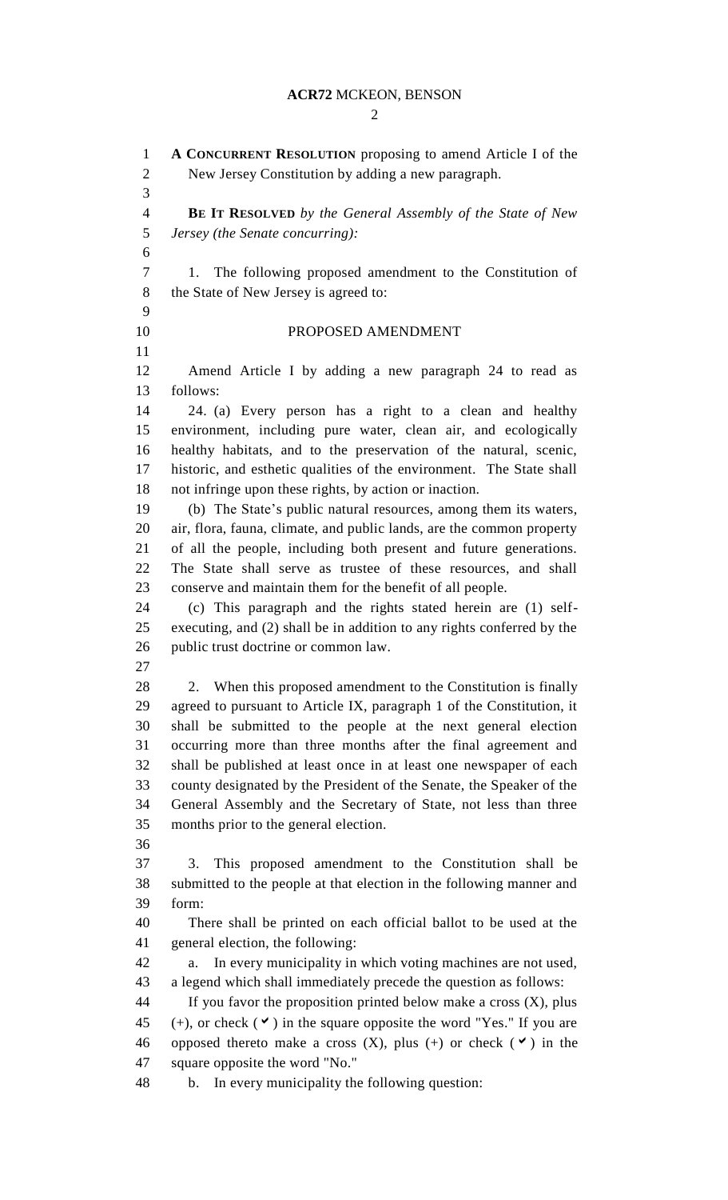**A CONCURRENT RESOLUTION** proposing to amend Article I of the New Jersey Constitution by adding a new paragraph.

**BE IT RESOLVED** *by the General Assembly of the State of New Jersey (the Senate concurring):*

1. The following proposed amendment to the Constitution of the State of New Jersey is agreed to:

PROPOSED AMENDMENT

Amend Article I by adding a new paragraph 24 to read as follows:

24. (a) Every person has a right to a clean and healthy environment, including pure water, clean air, and ecologically healthy habitats, and to the preservation of the natural, scenic, historic, and esthetic qualities of the environment. The State shall not infringe upon these rights, by action or inaction.

(b) The State's public natural resources, among them its waters, air, flora, fauna, climate, and public lands, are the common property of all the people, including both present and future generations. The State shall serve as trustee of these resources, and shall conserve and maintain them for the benefit of all people.

(c) This paragraph and the rights stated herein are (1) self-executing, and (2) shall be in addition to any rights conferred by the public trust doctrine or common law.

2. When this proposed amendment to the Constitution is finally agreed to pursuant to Article IX, paragraph 1 of the Constitution, it shall be submitted to the people at the next general election occurring more than three months after the final agreement and shall be published at least once in at least one newspaper of each county designated by the President of the Senate, the Speaker of the General Assembly and the Secretary of State, not less than three months prior to the general election.

3. This proposed amendment to the Constitution shall be submitted to the people at that election in the following manner and form:

There shall be printed on each official ballot to be used at the general election, the following:

a. In every municipality in which voting machines are not used, a legend which shall immediately precede the question as follows:

If you favor the proposition printed below make a cross (X), plus (+), or check (✔) in the square opposite the word "Yes." If you are opposed thereto make a cross (X), plus (+) or check (✔) in the square opposite the word "No."

b. In every municipality the following question: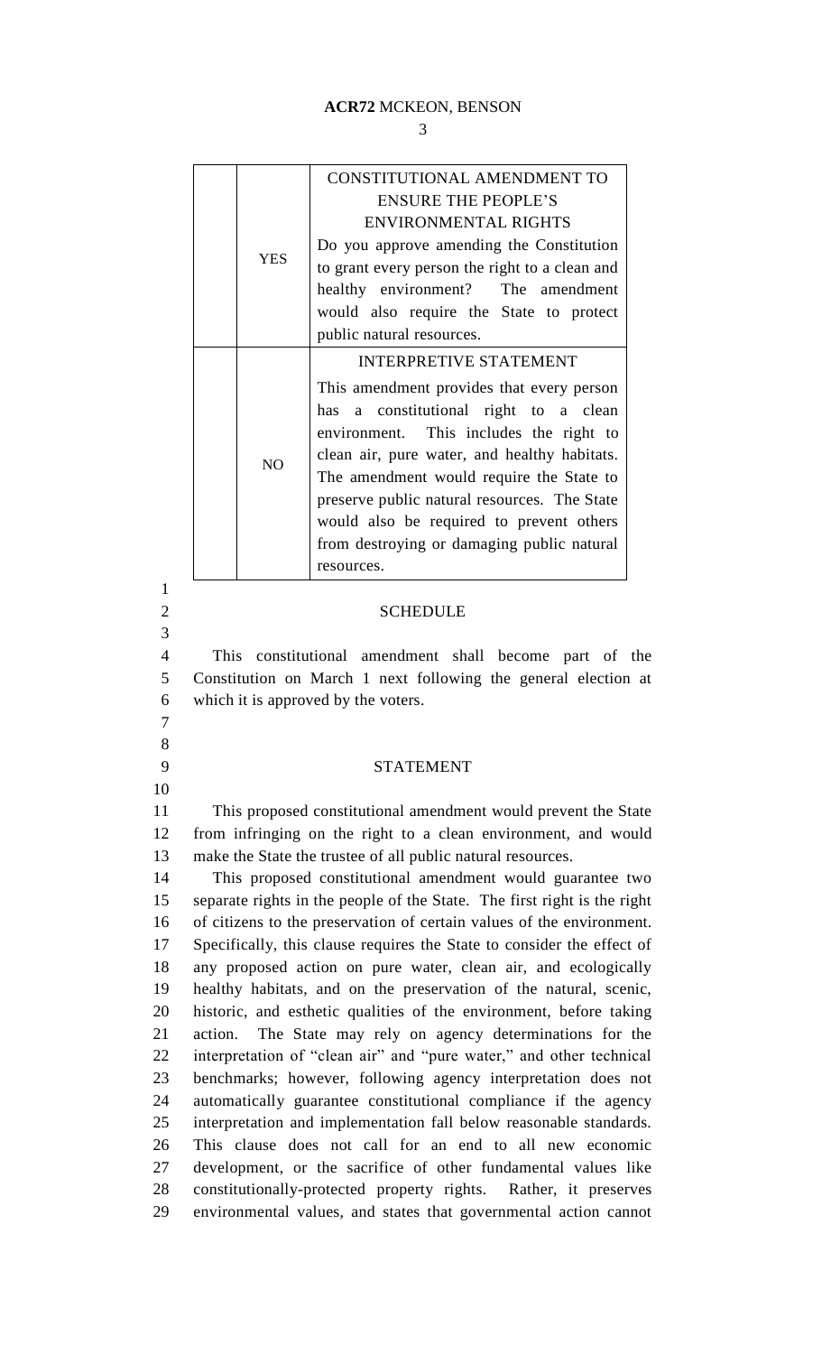| | | |
|---|---|---|
| | YES | CONSTITUTIONAL AMENDMENT TO ENSURE THE PEOPLE'S ENVIRONMENTAL RIGHTS<br>Do you approve amending the Constitution to grant every person the right to a clean and healthy environment? The amendment would also require the State to protect public natural resources. |
| | NO | INTERPRETIVE STATEMENT<br>This amendment provides that every person has a constitutional right to a clean environment. This includes the right to clean air, pure water, and healthy habitats. The amendment would require the State to preserve public natural resources. The State would also be required to prevent others from destroying or damaging public natural resources. |

## SCHEDULE

This constitutional amendment shall become part of the Constitution on March 1 next following the general election at which it is approved by the voters.

## STATEMENT

This proposed constitutional amendment would prevent the State from infringing on the right to a clean environment, and would make the State the trustee of all public natural resources.

This proposed constitutional amendment would guarantee two separate rights in the people of the State. The first right is the right of citizens to the preservation of certain values of the environment. Specifically, this clause requires the State to consider the effect of any proposed action on pure water, clean air, and ecologically healthy habitats, and on the preservation of the natural, scenic, historic, and esthetic qualities of the environment, before taking action. The State may rely on agency determinations for the interpretation of "clean air" and "pure water," and other technical benchmarks; however, following agency interpretation does not automatically guarantee constitutional compliance if the agency interpretation and implementation fall below reasonable standards. This clause does not call for an end to all new economic development, or the sacrifice of other fundamental values like constitutionally-protected property rights. Rather, it preserves environmental values, and states that governmental action cannot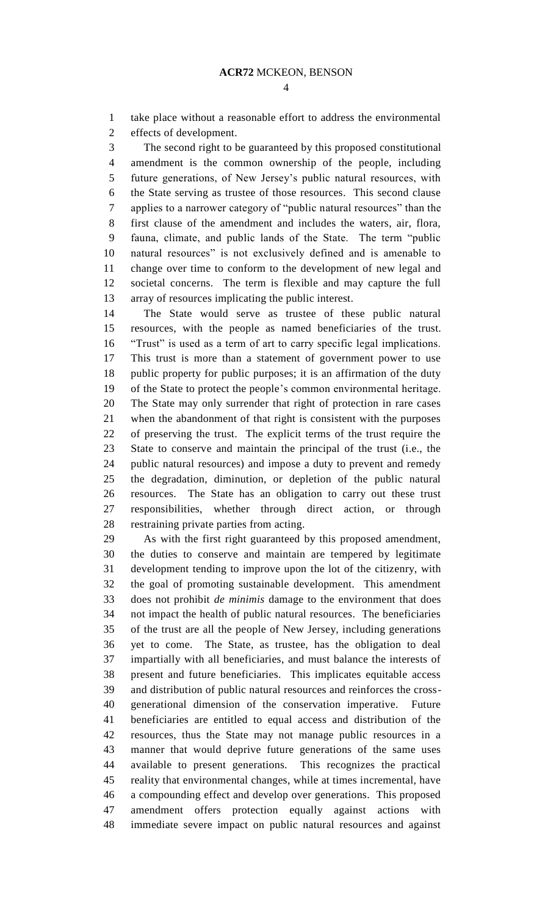take place without a reasonable effort to address the environmental effects of development.

The second right to be guaranteed by this proposed constitutional amendment is the common ownership of the people, including future generations, of New Jersey's public natural resources, with the State serving as trustee of those resources. This second clause applies to a narrower category of "public natural resources" than the first clause of the amendment and includes the waters, air, flora, fauna, climate, and public lands of the State. The term "public natural resources" is not exclusively defined and is amenable to change over time to conform to the development of new legal and societal concerns. The term is flexible and may capture the full array of resources implicating the public interest.

The State would serve as trustee of these public natural resources, with the people as named beneficiaries of the trust. "Trust" is used as a term of art to carry specific legal implications. This trust is more than a statement of government power to use public property for public purposes; it is an affirmation of the duty of the State to protect the people's common environmental heritage. The State may only surrender that right of protection in rare cases when the abandonment of that right is consistent with the purposes of preserving the trust. The explicit terms of the trust require the State to conserve and maintain the principal of the trust (i.e., the public natural resources) and impose a duty to prevent and remedy the degradation, diminution, or depletion of the public natural resources. The State has an obligation to carry out these trust responsibilities, whether through direct action, or through restraining private parties from acting.

As with the first right guaranteed by this proposed amendment, the duties to conserve and maintain are tempered by legitimate development tending to improve upon the lot of the citizenry, with the goal of promoting sustainable development. This amendment does not prohibit *de minimis* damage to the environment that does not impact the health of public natural resources. The beneficiaries of the trust are all the people of New Jersey, including generations yet to come. The State, as trustee, has the obligation to deal impartially with all beneficiaries, and must balance the interests of present and future beneficiaries. This implicates equitable access and distribution of public natural resources and reinforces the cross-generational dimension of the conservation imperative. Future beneficiaries are entitled to equal access and distribution of the resources, thus the State may not manage public resources in a manner that would deprive future generations of the same uses available to present generations. This recognizes the practical reality that environmental changes, while at times incremental, have a compounding effect and develop over generations. This proposed amendment offers protection equally against actions with immediate severe impact on public natural resources and against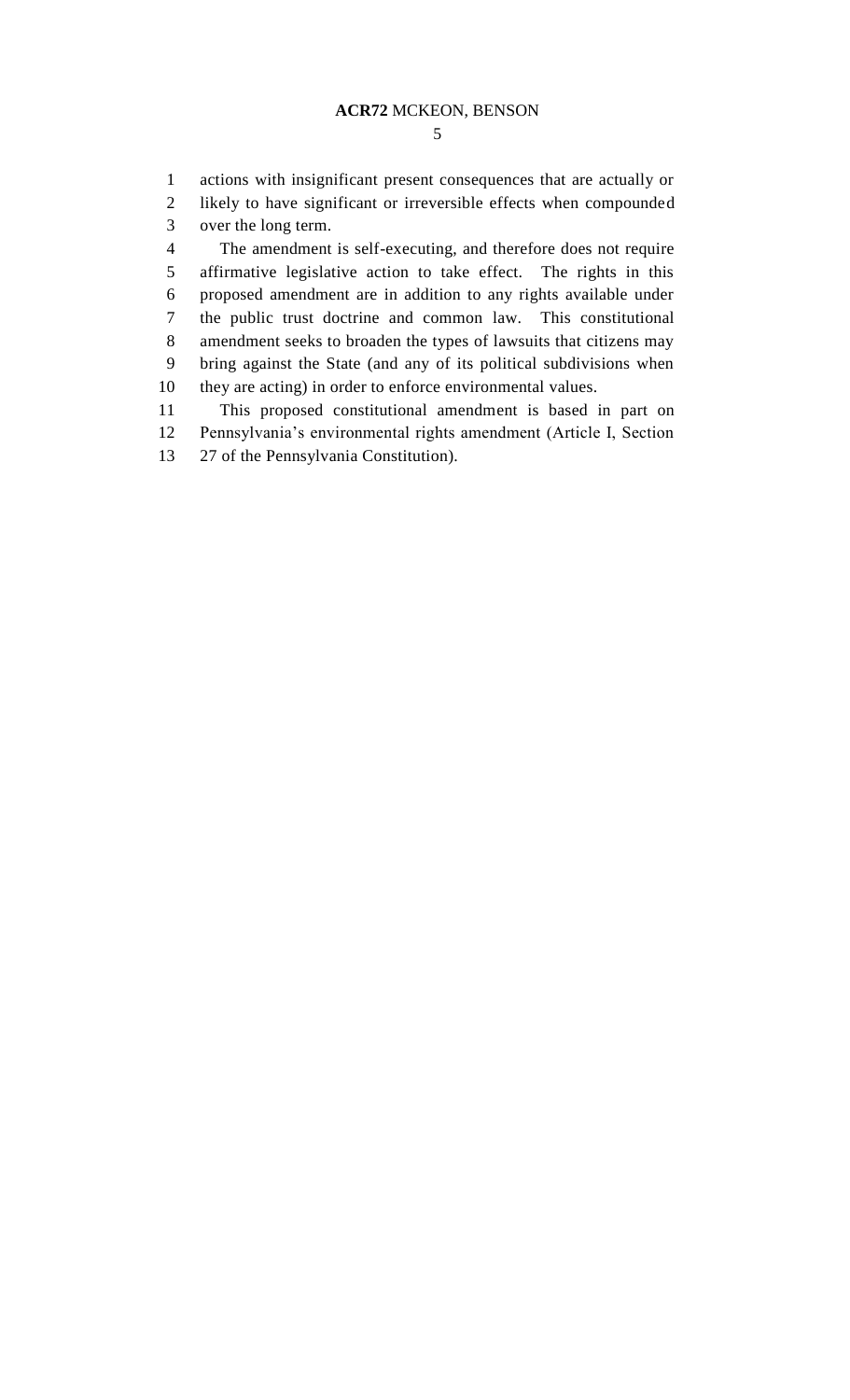actions with insignificant present consequences that are actually or likely to have significant or irreversible effects when compounded over the long term.

The amendment is self-executing, and therefore does not require affirmative legislative action to take effect. The rights in this proposed amendment are in addition to any rights available under the public trust doctrine and common law. This constitutional amendment seeks to broaden the types of lawsuits that citizens may bring against the State (and any of its political subdivisions when they are acting) in order to enforce environmental values.

This proposed constitutional amendment is based in part on Pennsylvania's environmental rights amendment (Article I, Section 27 of the Pennsylvania Constitution).